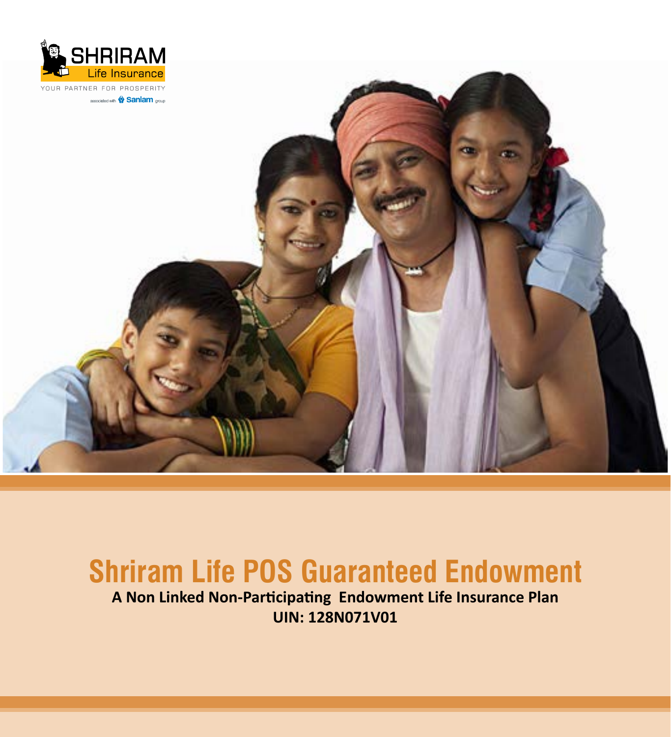SHRIRAM Life Insurance

YOUR PARTNER FOR PROSPERITY

associated with Sanlam group

# Shriram Life POS Guaranteed Endowment

**A Non Linked Non-Participating Endowment Life Insurance Plan**

**UIN: 128N071V01**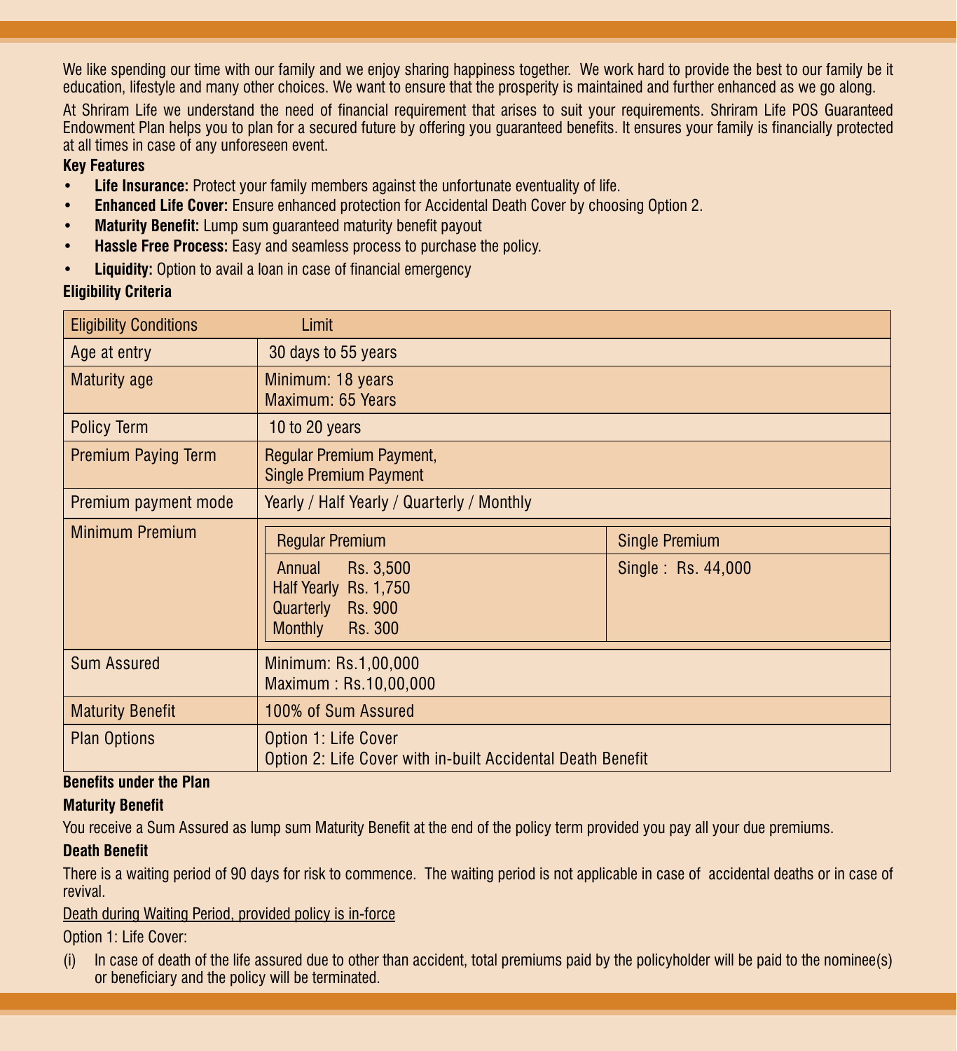We like spending our time with our family and we enjoy sharing happiness together. We work hard to provide the best to our family be it education, lifestyle and many other choices. We want to ensure that the prosperity is maintained and further enhanced as we go along.

At Shriram Life we understand the need of financial requirement that arises to suit your requirements. Shriram Life POS Guaranteed Endowment Plan helps you to plan for a secured future by offering you guaranteed benefits. It ensures your family is financially protected at all times in case of any unforeseen event.

**Key Features**

- **Life Insurance:** Protect your family members against the unfortunate eventuality of life.
- **Enhanced Life Cover:** Ensure enhanced protection for Accidental Death Cover by choosing Option 2.
- **Maturity Benefit:** Lump sum guaranteed maturity benefit payout
- **Hassle Free Process:** Easy and seamless process to purchase the policy.
- **Liquidity:** Option to avail a loan in case of financial emergency

**Eligibility Criteria**

| Eligibility Conditions | Limit | |
|---|---|---|
| Age at entry | 30 days to 55 years | |
| Maturity age | Minimum: 18 years<br>Maximum: 65 Years | |
| Policy Term | 10 to 20 years | |
| Premium Paying Term | Regular Premium Payment,<br>Single Premium Payment | |
| Premium payment mode | Yearly / Half Yearly / Quarterly / Monthly | |
| Minimum Premium | Regular Premium | Single Premium |
| | Annual Rs. 3,500<br>Half Yearly Rs. 1,750<br>Quarterly Rs. 900<br>Monthly Rs. 300 | Single : Rs. 44,000 |
| Sum Assured | Minimum: Rs.1,00,000<br>Maximum : Rs.10,00,000 | |
| Maturity Benefit | 100% of Sum Assured | |
| Plan Options | Option 1: Life Cover<br>Option 2: Life Cover with in-built Accidental Death Benefit | |

**Benefits under the Plan**

**Maturity Benefit**

You receive a Sum Assured as lump sum Maturity Benefit at the end of the policy term provided you pay all your due premiums.

**Death Benefit**

There is a waiting period of 90 days for risk to commence. The waiting period is not applicable in case of accidental deaths or in case of revival.

Death during Waiting Period, provided policy is in-force

Option 1: Life Cover:

(i) In case of death of the life assured due to other than accident, total premiums paid by the policyholder will be paid to the nominee(s) or beneficiary and the policy will be terminated.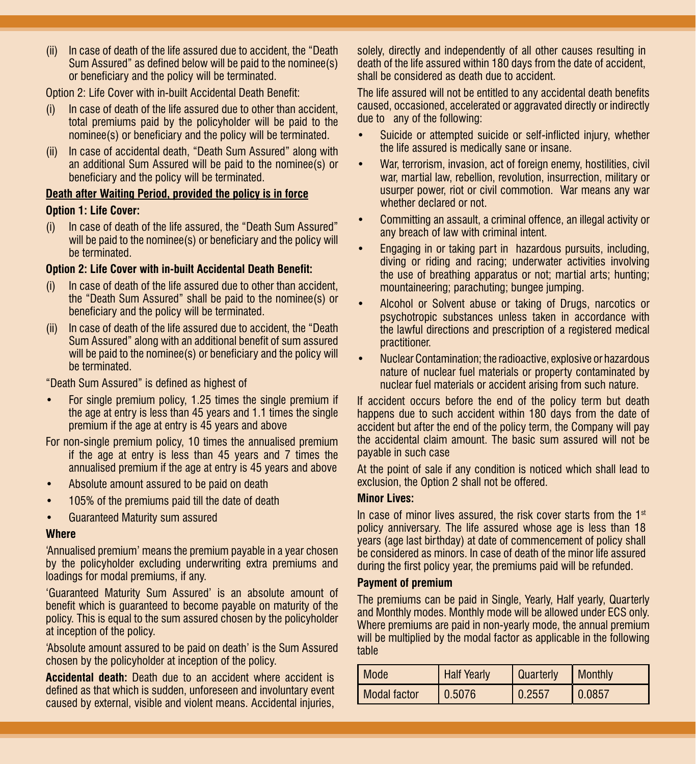(ii) In case of death of the life assured due to accident, the "Death Sum Assured" as defined below will be paid to the nominee(s) or beneficiary and the policy will be terminated.

Option 2: Life Cover with in-built Accidental Death Benefit:

(i) In case of death of the life assured due to other than accident, total premiums paid by the policyholder will be paid to the nominee(s) or beneficiary and the policy will be terminated.

(ii) In case of accidental death, "Death Sum Assured" along with an additional Sum Assured will be paid to the nominee(s) or beneficiary and the policy will be terminated.

**<u>Death after Waiting Period, provided the policy is in force</u>**

**Option 1: Life Cover:**

(i) In case of death of the life assured, the "Death Sum Assured" will be paid to the nominee(s) or beneficiary and the policy will be terminated.

**Option 2: Life Cover with in-built Accidental Death Benefit:**

(i) In case of death of the life assured due to other than accident, the "Death Sum Assured" shall be paid to the nominee(s) or beneficiary and the policy will be terminated.

(ii) In case of death of the life assured due to accident, the "Death Sum Assured" along with an additional benefit of sum assured will be paid to the nominee(s) or beneficiary and the policy will be terminated.

"Death Sum Assured" is defined as highest of

- For single premium policy, 1.25 times the single premium if the age at entry is less than 45 years and 1.1 times the single premium if the age at entry is 45 years and above

For non-single premium policy, 10 times the annualised premium if the age at entry is less than 45 years and 7 times the annualised premium if the age at entry is 45 years and above

- Absolute amount assured to be paid on death
- 105% of the premiums paid till the date of death
- Guaranteed Maturity sum assured

**Where**

'Annualised premium' means the premium payable in a year chosen by the policyholder excluding underwriting extra premiums and loadings for modal premiums, if any.

'Guaranteed Maturity Sum Assured' is an absolute amount of benefit which is guaranteed to become payable on maturity of the policy. This is equal to the sum assured chosen by the policyholder at inception of the policy.

'Absolute amount assured to be paid on death' is the Sum Assured chosen by the policyholder at inception of the policy.

**Accidental death:** Death due to an accident where accident is defined as that which is sudden, unforeseen and involuntary event caused by external, visible and violent means. Accidental injuries, solely, directly and independently of all other causes resulting in death of the life assured within 180 days from the date of accident, shall be considered as death due to accident.

The life assured will not be entitled to any accidental death benefits caused, occasioned, accelerated or aggravated directly or indirectly due to any of the following:

- Suicide or attempted suicide or self-inflicted injury, whether the life assured is medically sane or insane.
- War, terrorism, invasion, act of foreign enemy, hostilities, civil war, martial law, rebellion, revolution, insurrection, military or usurper power, riot or civil commotion. War means any war whether declared or not.
- Committing an assault, a criminal offence, an illegal activity or any breach of law with criminal intent.
- Engaging in or taking part in hazardous pursuits, including, diving or riding and racing; underwater activities involving the use of breathing apparatus or not; martial arts; hunting; mountaineering; parachuting; bungee jumping.
- Alcohol or Solvent abuse or taking of Drugs, narcotics or psychotropic substances unless taken in accordance with the lawful directions and prescription of a registered medical practitioner.
- Nuclear Contamination; the radioactive, explosive or hazardous nature of nuclear fuel materials or property contaminated by nuclear fuel materials or accident arising from such nature.

If accident occurs before the end of the policy term but death happens due to such accident within 180 days from the date of accident but after the end of the policy term, the Company will pay the accidental claim amount. The basic sum assured will not be payable in such case

At the point of sale if any condition is noticed which shall lead to exclusion, the Option 2 shall not be offered.

**Minor Lives:**

In case of minor lives assured, the risk cover starts from the 1st policy anniversary. The life assured whose age is less than 18 years (age last birthday) at date of commencement of policy shall be considered as minors. In case of death of the minor life assured during the first policy year, the premiums paid will be refunded.

**Payment of premium**

The premiums can be paid in Single, Yearly, Half yearly, Quarterly and Monthly modes. Monthly mode will be allowed under ECS only. Where premiums are paid in non-yearly mode, the annual premium will be multiplied by the modal factor as applicable in the following table

| Mode | Half Yearly | Quarterly | Monthly |
|---|---|---|---|
| Modal factor | 0.5076 | 0.2557 | 0.0857 |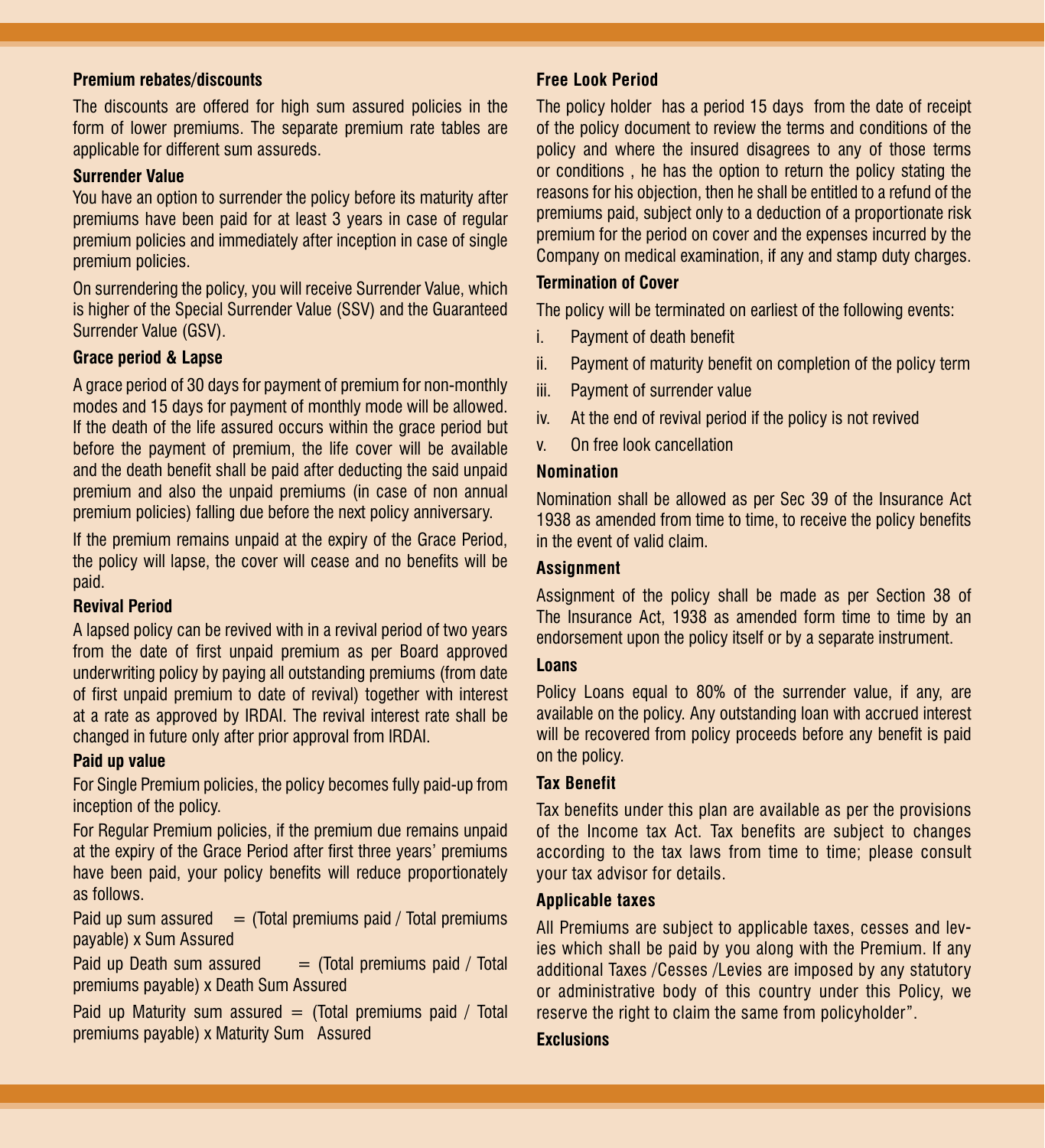### Premium rebates/discounts

The discounts are offered for high sum assured policies in the form of lower premiums. The separate premium rate tables are applicable for different sum assureds.

### Surrender Value

You have an option to surrender the policy before its maturity after premiums have been paid for at least 3 years in case of regular premium policies and immediately after inception in case of single premium policies.

On surrendering the policy, you will receive Surrender Value, which is higher of the Special Surrender Value (SSV) and the Guaranteed Surrender Value (GSV).

### Grace period & Lapse

A grace period of 30 days for payment of premium for non-monthly modes and 15 days for payment of monthly mode will be allowed. If the death of the life assured occurs within the grace period but before the payment of premium, the life cover will be available and the death benefit shall be paid after deducting the said unpaid premium and also the unpaid premiums (in case of non annual premium policies) falling due before the next policy anniversary.

If the premium remains unpaid at the expiry of the Grace Period, the policy will lapse, the cover will cease and no benefits will be paid.

### Revival Period

A lapsed policy can be revived with in a revival period of two years from the date of first unpaid premium as per Board approved underwriting policy by paying all outstanding premiums (from date of first unpaid premium to date of revival) together with interest at a rate as approved by IRDAI. The revival interest rate shall be changed in future only after prior approval from IRDAI.

### Paid up value

For Single Premium policies, the policy becomes fully paid-up from inception of the policy.

For Regular Premium policies, if the premium due remains unpaid at the expiry of the Grace Period after first three years' premiums have been paid, your policy benefits will reduce proportionately as follows.

Paid up sum assured = (Total premiums paid / Total premiums payable) x Sum Assured

Paid up Death sum assured = (Total premiums paid / Total premiums payable) x Death Sum Assured

Paid up Maturity sum assured = (Total premiums paid / Total premiums payable) x Maturity Sum Assured

### Free Look Period

The policy holder has a period 15 days from the date of receipt of the policy document to review the terms and conditions of the policy and where the insured disagrees to any of those terms or conditions , he has the option to return the policy stating the reasons for his objection, then he shall be entitled to a refund of the premiums paid, subject only to a deduction of a proportionate risk premium for the period on cover and the expenses incurred by the Company on medical examination, if any and stamp duty charges.

### Termination of Cover

The policy will be terminated on earliest of the following events:

i. Payment of death benefit
ii. Payment of maturity benefit on completion of the policy term
iii. Payment of surrender value
iv. At the end of revival period if the policy is not revived
v. On free look cancellation

### Nomination

Nomination shall be allowed as per Sec 39 of the Insurance Act 1938 as amended from time to time, to receive the policy benefits in the event of valid claim.

### Assignment

Assignment of the policy shall be made as per Section 38 of The Insurance Act, 1938 as amended form time to time by an endorsement upon the policy itself or by a separate instrument.

### Loans

Policy Loans equal to 80% of the surrender value, if any, are available on the policy. Any outstanding loan with accrued interest will be recovered from policy proceeds before any benefit is paid on the policy.

### Tax Benefit

Tax benefits under this plan are available as per the provisions of the Income tax Act. Tax benefits are subject to changes according to the tax laws from time to time; please consult your tax advisor for details.

### Applicable taxes

All Premiums are subject to applicable taxes, cesses and levies which shall be paid by you along with the Premium. If any additional Taxes /Cesses /Levies are imposed by any statutory or administrative body of this country under this Policy, we reserve the right to claim the same from policyholder".

### Exclusions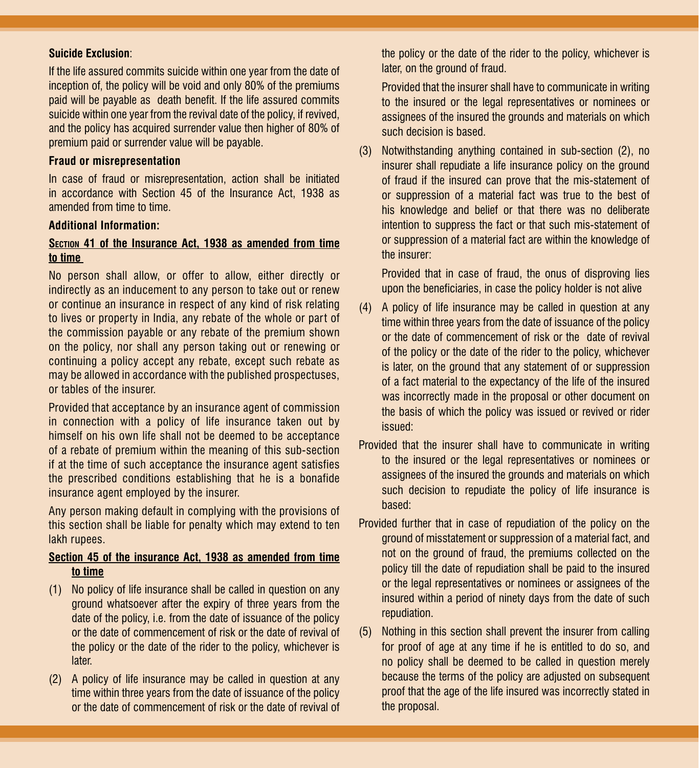**Suicide Exclusion**:

If the life assured commits suicide within one year from the date of inception of, the policy will be void and only 80% of the premiums paid will be payable as death benefit. If the life assured commits suicide within one year from the revival date of the policy, if revived, and the policy has acquired surrender value then higher of 80% of premium paid or surrender value will be payable.

**Fraud or misrepresentation**

In case of fraud or misrepresentation, action shall be initiated in accordance with Section 45 of the Insurance Act, 1938 as amended from time to time.

**Additional Information:**

**Section 41 of the Insurance Act, 1938 as amended from time to time**

No person shall allow, or offer to allow, either directly or indirectly as an inducement to any person to take out or renew or continue an insurance in respect of any kind of risk relating to lives or property in India, any rebate of the whole or part of the commission payable or any rebate of the premium shown on the policy, nor shall any person taking out or renewing or continuing a policy accept any rebate, except such rebate as may be allowed in accordance with the published prospectuses, or tables of the insurer.

Provided that acceptance by an insurance agent of commission in connection with a policy of life insurance taken out by himself on his own life shall not be deemed to be acceptance of a rebate of premium within the meaning of this sub-section if at the time of such acceptance the insurance agent satisfies the prescribed conditions establishing that he is a bonafide insurance agent employed by the insurer.

Any person making default in complying with the provisions of this section shall be liable for penalty which may extend to ten lakh rupees.

**Section 45 of the insurance Act, 1938 as amended from time to time**

(1) No policy of life insurance shall be called in question on any ground whatsoever after the expiry of three years from the date of the policy, i.e. from the date of issuance of the policy or the date of commencement of risk or the date of revival of the policy or the date of the rider to the policy, whichever is later.

(2) A policy of life insurance may be called in question at any time within three years from the date of issuance of the policy or the date of commencement of risk or the date of revival of the policy or the date of the rider to the policy, whichever is later, on the ground of fraud.

Provided that the insurer shall have to communicate in writing to the insured or the legal representatives or nominees or assignees of the insured the grounds and materials on which such decision is based.

(3) Notwithstanding anything contained in sub-section (2), no insurer shall repudiate a life insurance policy on the ground of fraud if the insured can prove that the mis-statement of or suppression of a material fact was true to the best of his knowledge and belief or that there was no deliberate intention to suppress the fact or that such mis-statement of or suppression of a material fact are within the knowledge of the insurer:

Provided that in case of fraud, the onus of disproving lies upon the beneficiaries, in case the policy holder is not alive

(4) A policy of life insurance may be called in question at any time within three years from the date of issuance of the policy or the date of commencement of risk or the date of revival of the policy or the date of the rider to the policy, whichever is later, on the ground that any statement of or suppression of a fact material to the expectancy of the life of the insured was incorrectly made in the proposal or other document on the basis of which the policy was issued or revived or rider issued:

Provided that the insurer shall have to communicate in writing to the insured or the legal representatives or nominees or assignees of the insured the grounds and materials on which such decision to repudiate the policy of life insurance is based:

Provided further that in case of repudiation of the policy on the ground of misstatement or suppression of a material fact, and not on the ground of fraud, the premiums collected on the policy till the date of repudiation shall be paid to the insured or the legal representatives or nominees or assignees of the insured within a period of ninety days from the date of such repudiation.

(5) Nothing in this section shall prevent the insurer from calling for proof of age at any time if he is entitled to do so, and no policy shall be deemed to be called in question merely because the terms of the policy are adjusted on subsequent proof that the age of the life insured was incorrectly stated in the proposal.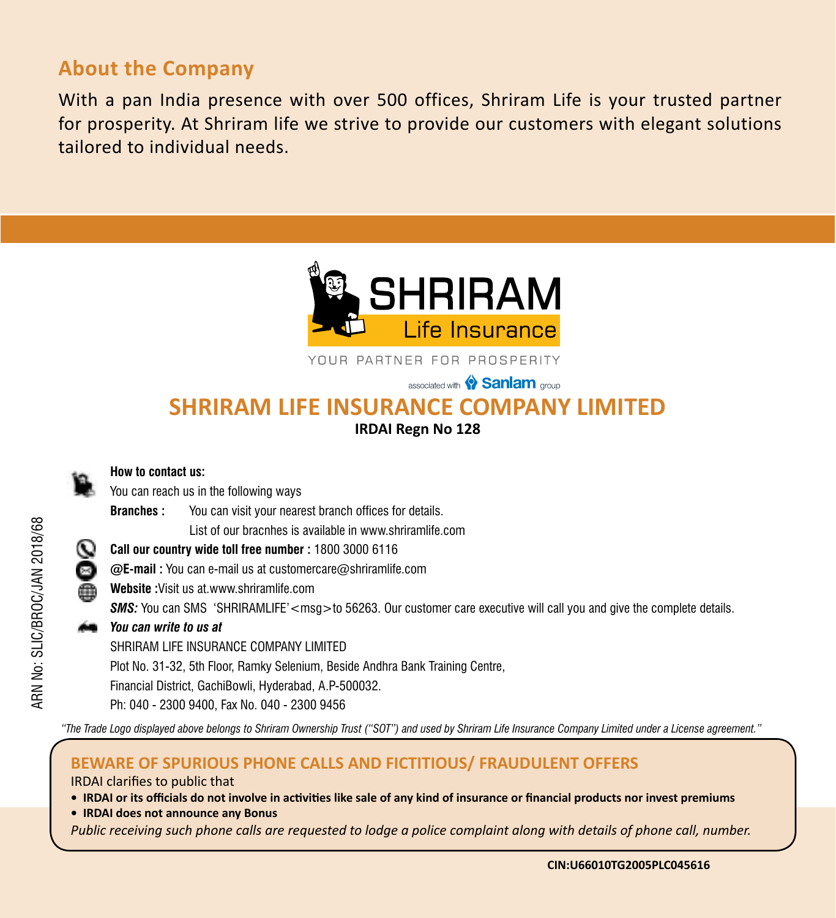## About the Company

With a pan India presence with over 500 offices, Shriram Life is your trusted partner for prosperity. At Shriram life we strive to provide our customers with elegant solutions tailored to individual needs.

SHRIRAM Life Insurance

YOUR PARTNER FOR PROSPERITY

associated with Sanlam group

# SHRIRAM LIFE INSURANCE COMPANY LIMITED

**IRDAI Regn No 128**

**How to contact us:**

You can reach us in the following ways

**Branches :** You can visit your nearest branch offices for details.
List of our bracnhes is available in www.shriramlife.com

**Call our country wide toll free number :** 1800 3000 6116

**@E-mail :** You can e-mail us at customercare@shriramlife.com

**Website :**Visit us at.www.shriramlife.com

***SMS:*** You can SMS 'SHRIRAMLIFE'<msg>to 56263. Our customer care executive will call you and give the complete details.

***You can write to us at***

SHRIRAM LIFE INSURANCE COMPANY LIMITED
Plot No. 31-32, 5th Floor, Ramky Selenium, Beside Andhra Bank Training Centre,
Financial District, GachiBowli, Hyderabad, A.P-500032.
Ph: 040 - 2300 9400, Fax No. 040 - 2300 9456

ARN No: SLIC/BROC/JAN 2018/68

*"The Trade Logo displayed above belongs to Shriram Ownership Trust ("SOT") and used by Shriram Life Insurance Company Limited under a License agreement."*

### BEWARE OF SPURIOUS PHONE CALLS AND FICTITIOUS/ FRAUDULENT OFFERS

IRDAI clarifies to public that

- **IRDAI or its officials do not involve in activities like sale of any kind of insurance or financial products nor invest premiums**
- **IRDAI does not announce any Bonus**

*Public receiving such phone calls are requested to lodge a police complaint along with details of phone call, number.*

**CIN:U66010TG2005PLC045616**